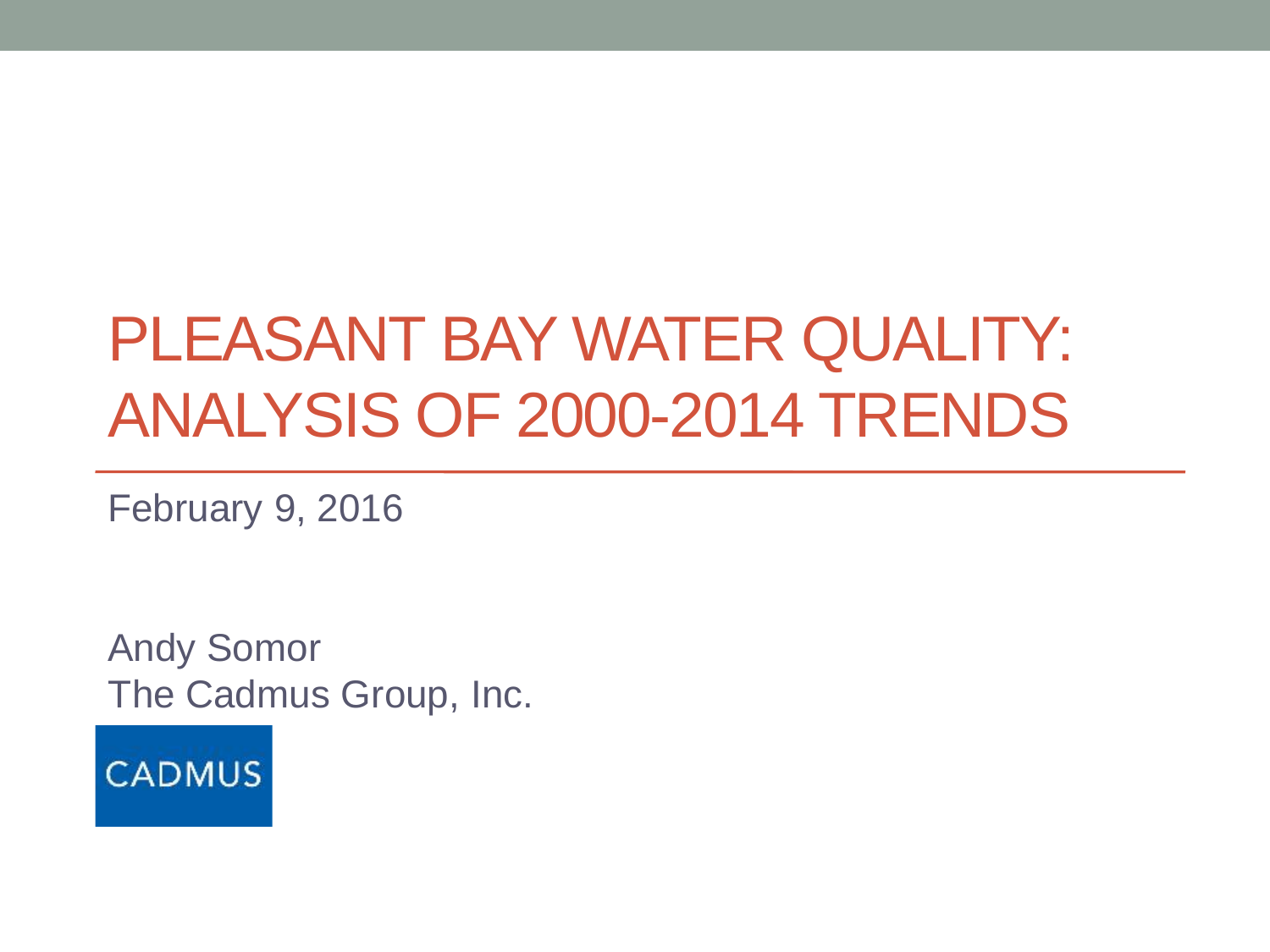# PLEASANT BAY WATER QUALITY: ANALYSIS OF 2000-2014 TRENDS

February 9, 2016

Andy Somor
The Cadmus Group, Inc.

CADMUS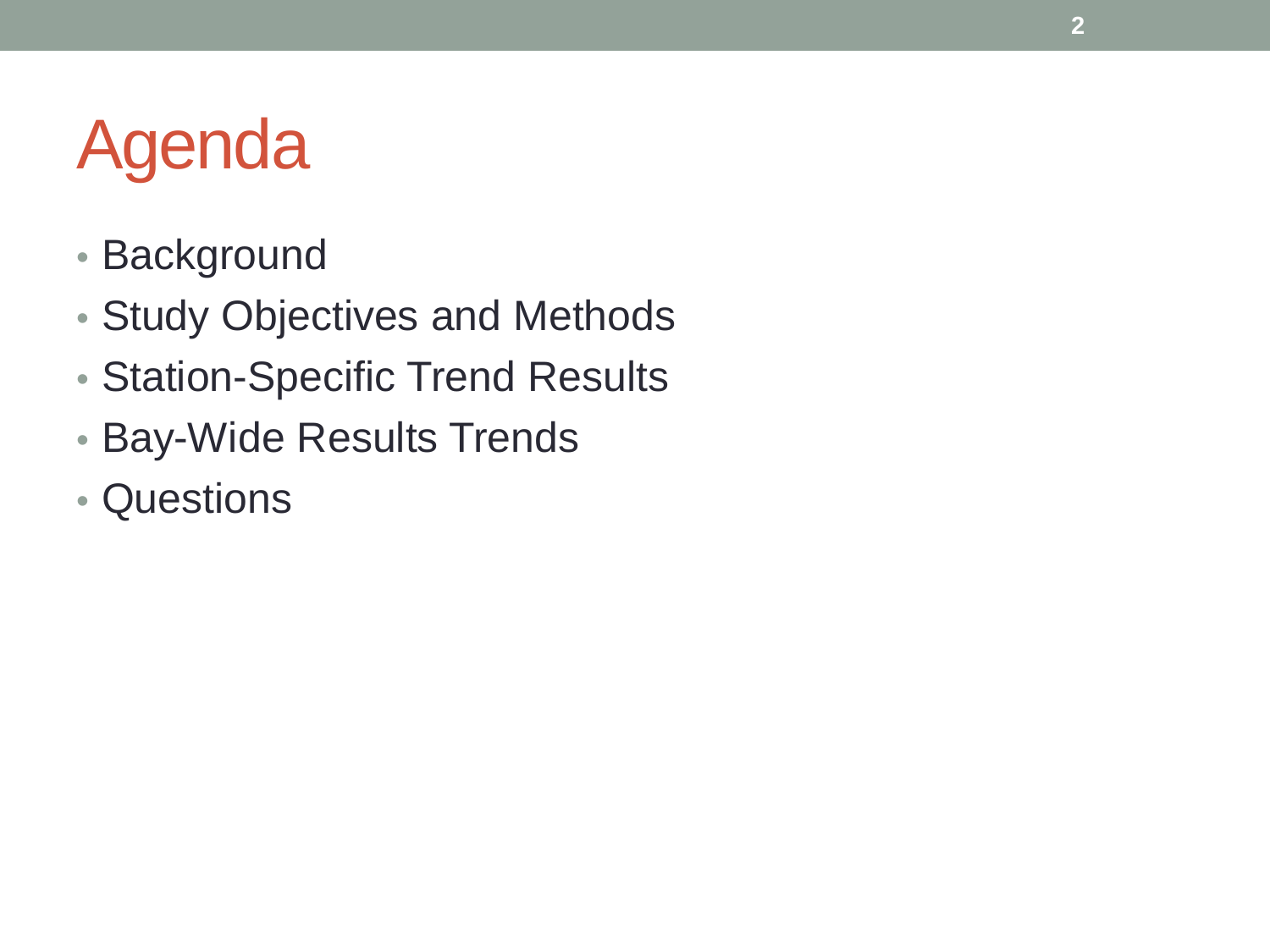# Agenda

- Background
- Study Objectives and Methods
- Station-Specific Trend Results
- Bay-Wide Results Trends
- Questions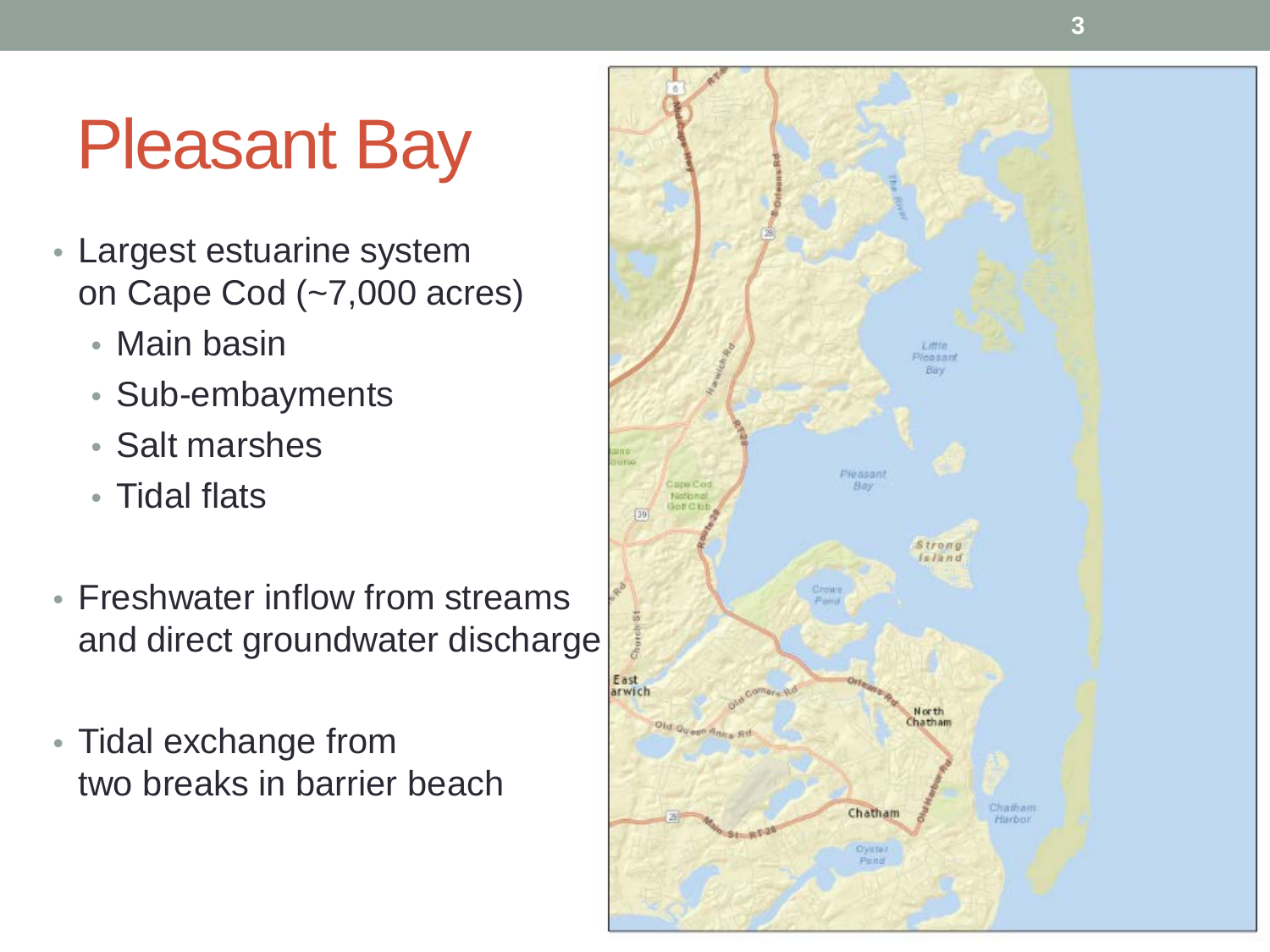# Pleasant Bay

- Largest estuarine system on Cape Cod (~7,000 acres)
  - Main basin
  - Sub-embayments
  - Salt marshes
  - Tidal flats
- Freshwater inflow from streams and direct groundwater discharge
- Tidal exchange from two breaks in barrier beach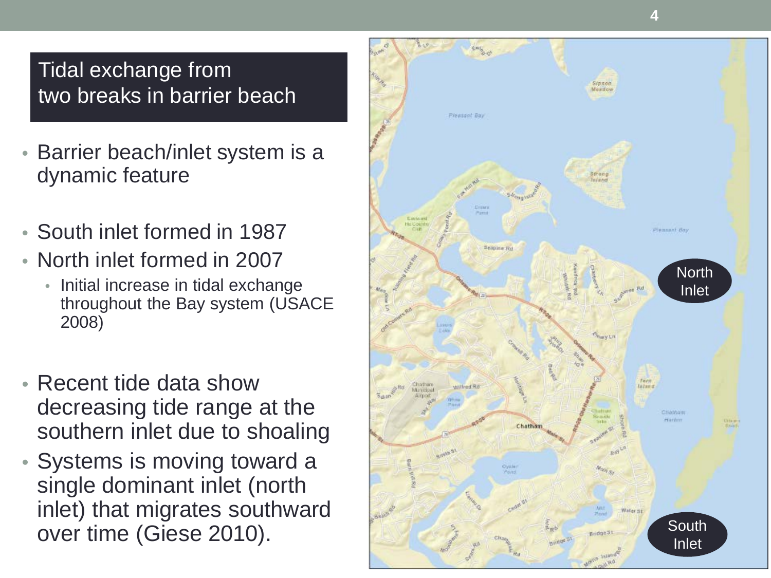## Tidal exchange from two breaks in barrier beach

- Barrier beach/inlet system is a dynamic feature
- South inlet formed in 1987
- North inlet formed in 2007
  - Initial increase in tidal exchange throughout the Bay system (USACE 2008)
- Recent tide data show decreasing tide range at the southern inlet due to shoaling
- Systems is moving toward a single dominant inlet (north inlet) that migrates southward over time (Giese 2010).

North Inlet

South Inlet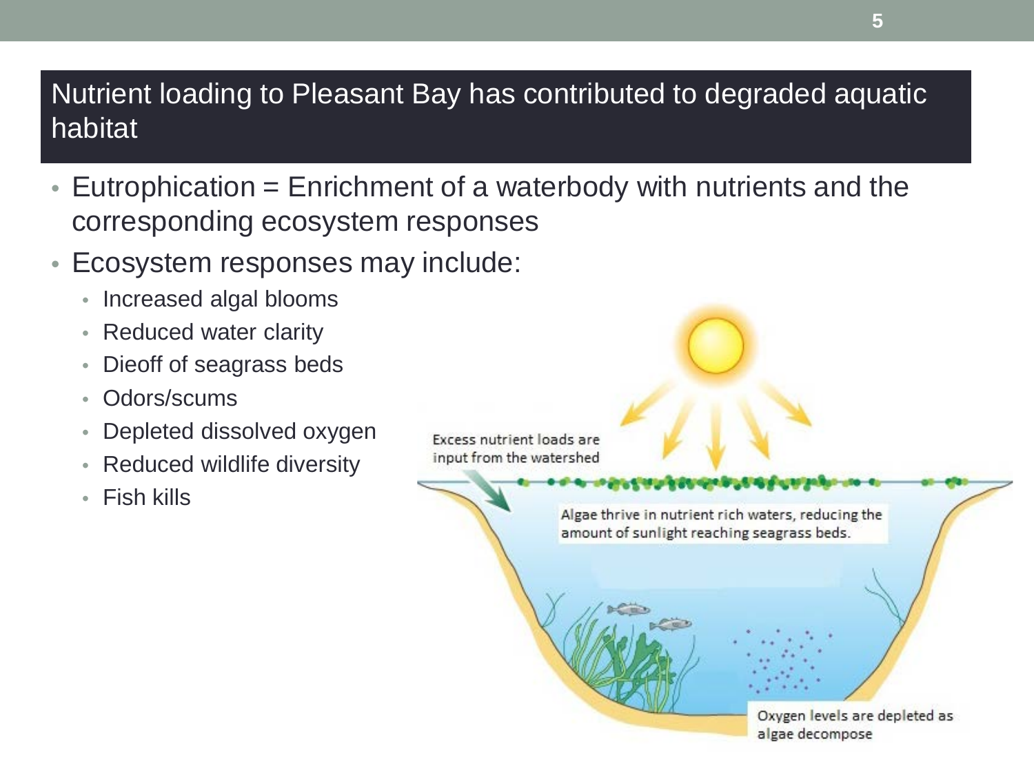## Nutrient loading to Pleasant Bay has contributed to degraded aquatic habitat

- Eutrophication = Enrichment of a waterbody with nutrients and the corresponding ecosystem responses
- Ecosystem responses may include:
  - Increased algal blooms
  - Reduced water clarity
  - Dieoff of seagrass beds
  - Odors/scums
  - Depleted dissolved oxygen
  - Reduced wildlife diversity
  - Fish kills

Excess nutrient loads are input from the watershed

Algae thrive in nutrient rich waters, reducing the amount of sunlight reaching seagrass beds.

Oxygen levels are depleted as algae decompose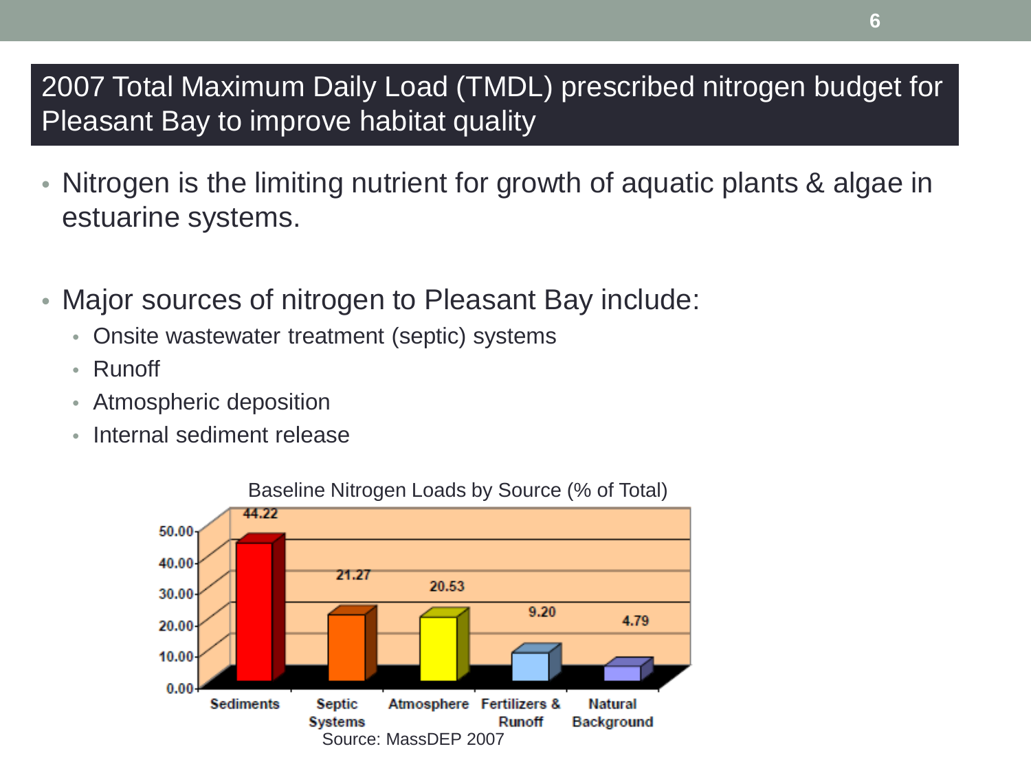## 2007 Total Maximum Daily Load (TMDL) prescribed nitrogen budget for Pleasant Bay to improve habitat quality

- Nitrogen is the limiting nutrient for growth of aquatic plants & algae in estuarine systems.
- Major sources of nitrogen to Pleasant Bay include:
  - Onsite wastewater treatment (septic) systems
  - Runoff
  - Atmospheric deposition
  - Internal sediment release

Baseline Nitrogen Loads by Source (% of Total)

| Source | % of Total |
|---|---|
| Sediments | 44.22 |
| Septic Systems | 21.27 |
| Atmosphere | 20.53 |
| Fertilizers & Runoff | 9.20 |
| Natural Background | 4.79 |

Source: MassDEP 2007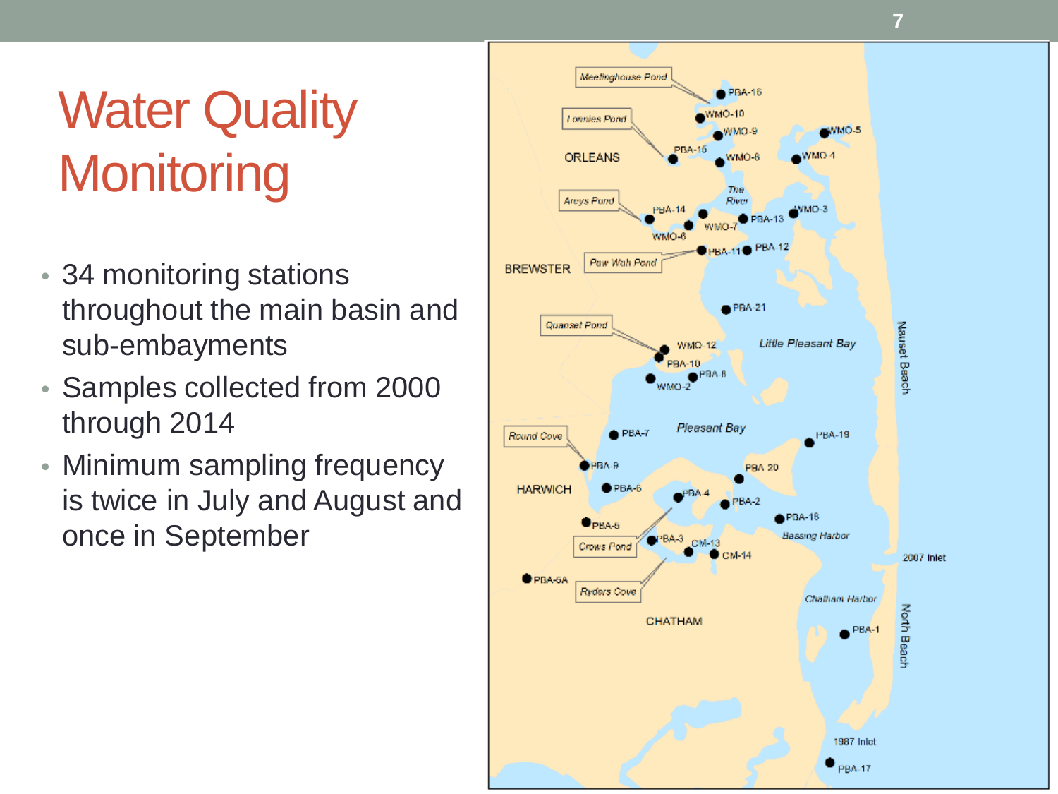# Water Quality Monitoring

- 34 monitoring stations throughout the main basin and sub-embayments
- Samples collected from 2000 through 2014
- Minimum sampling frequency is twice in July and August and once in September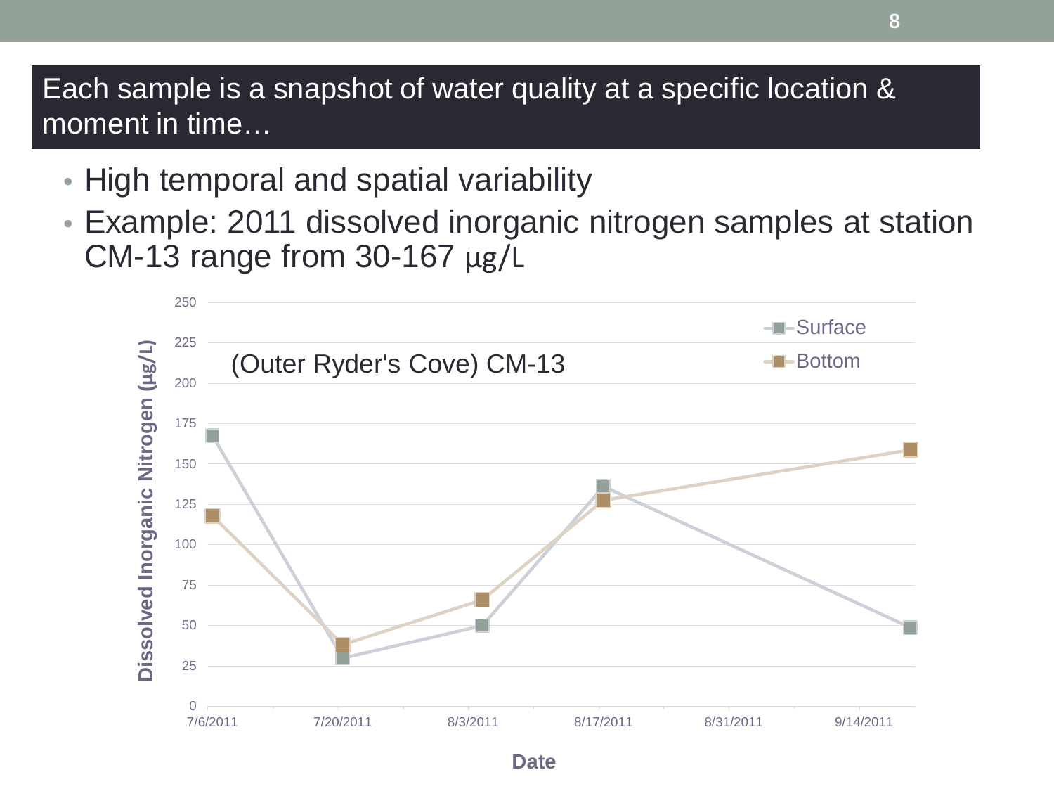## Each sample is a snapshot of water quality at a specific location & moment in time…

- High temporal and spatial variability
- Example: 2011 dissolved inorganic nitrogen samples at station CM-13 range from 30-167 µg/L

(Outer Ryder's Cove) CM-13

Legend: Surface, Bottom

Y-axis: Dissolved Inorganic Nitrogen (µg/L) — 0, 25, 50, 75, 100, 125, 150, 175, 200, 225, 250

X-axis: Date — 7/6/2011, 7/20/2011, 8/3/2011, 8/17/2011, 8/31/2011, 9/14/2011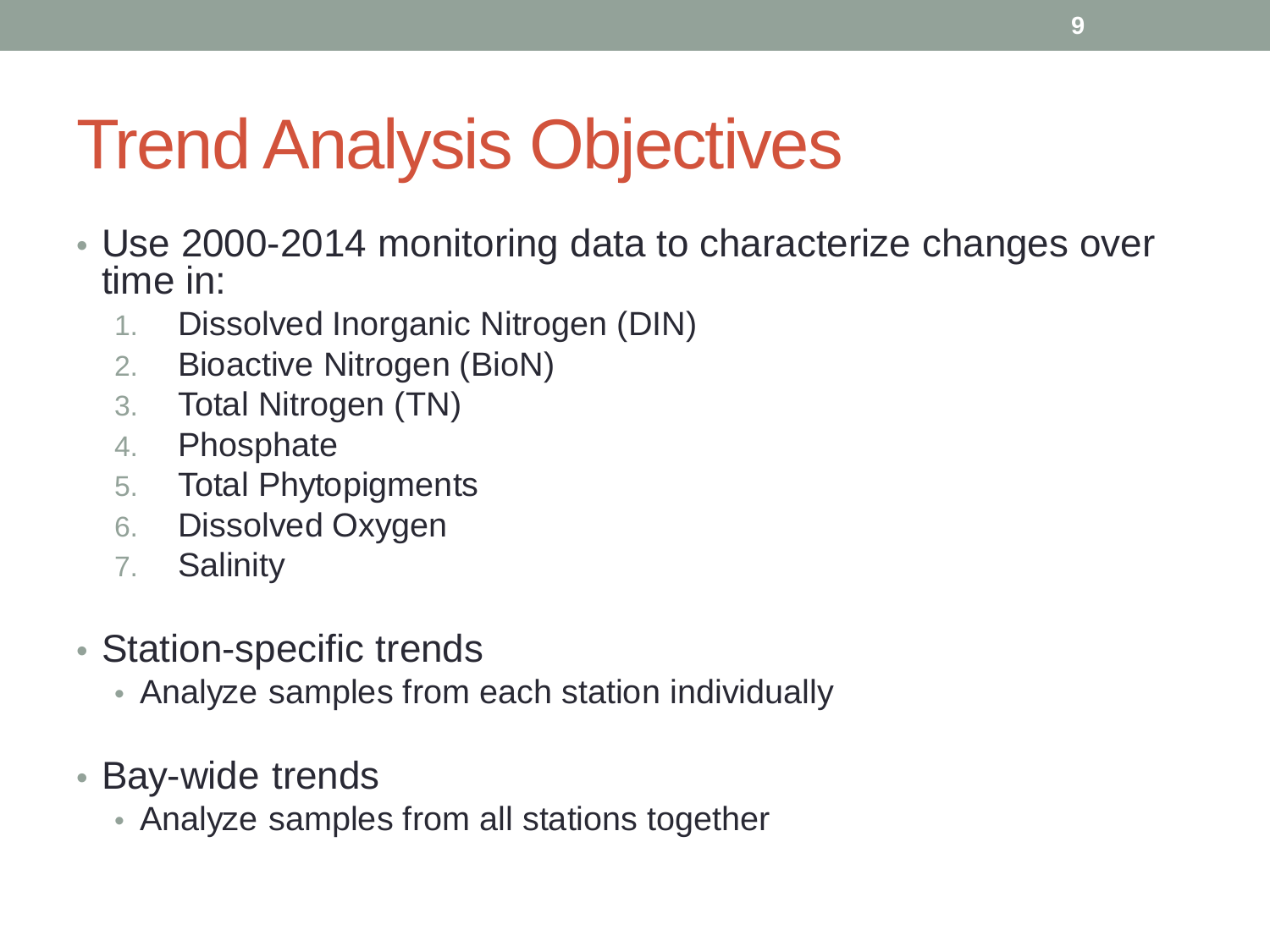# Trend Analysis Objectives

- Use 2000-2014 monitoring data to characterize changes over time in:
  1. Dissolved Inorganic Nitrogen (DIN)
  2. Bioactive Nitrogen (BioN)
  3. Total Nitrogen (TN)
  4. Phosphate
  5. Total Phytopigments
  6. Dissolved Oxygen
  7. Salinity

- Station-specific trends
  - Analyze samples from each station individually

- Bay-wide trends
  - Analyze samples from all stations together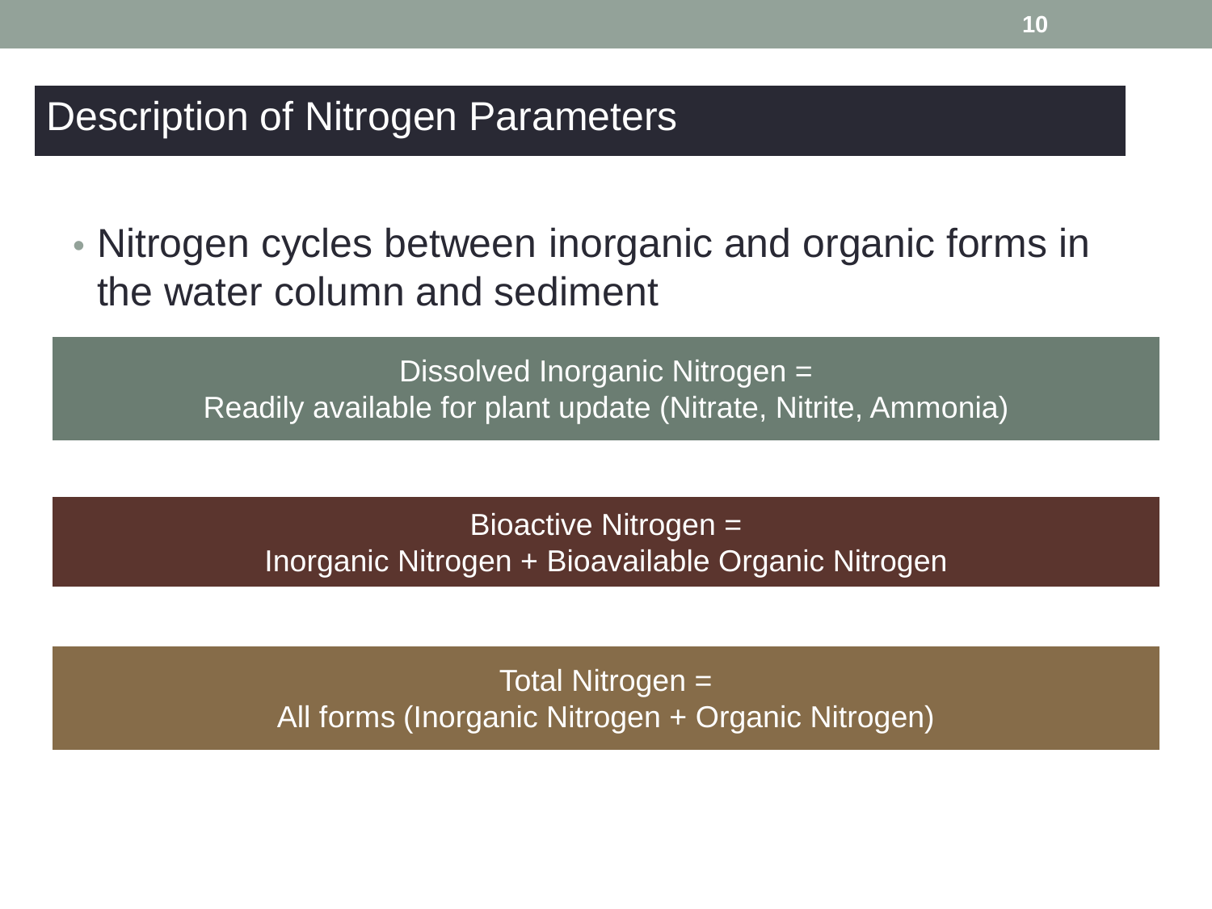# Description of Nitrogen Parameters

- Nitrogen cycles between inorganic and organic forms in the water column and sediment

Dissolved Inorganic Nitrogen =
Readily available for plant update (Nitrate, Nitrite, Ammonia)

Bioactive Nitrogen =
Inorganic Nitrogen + Bioavailable Organic Nitrogen

Total Nitrogen =
All forms (Inorganic Nitrogen + Organic Nitrogen)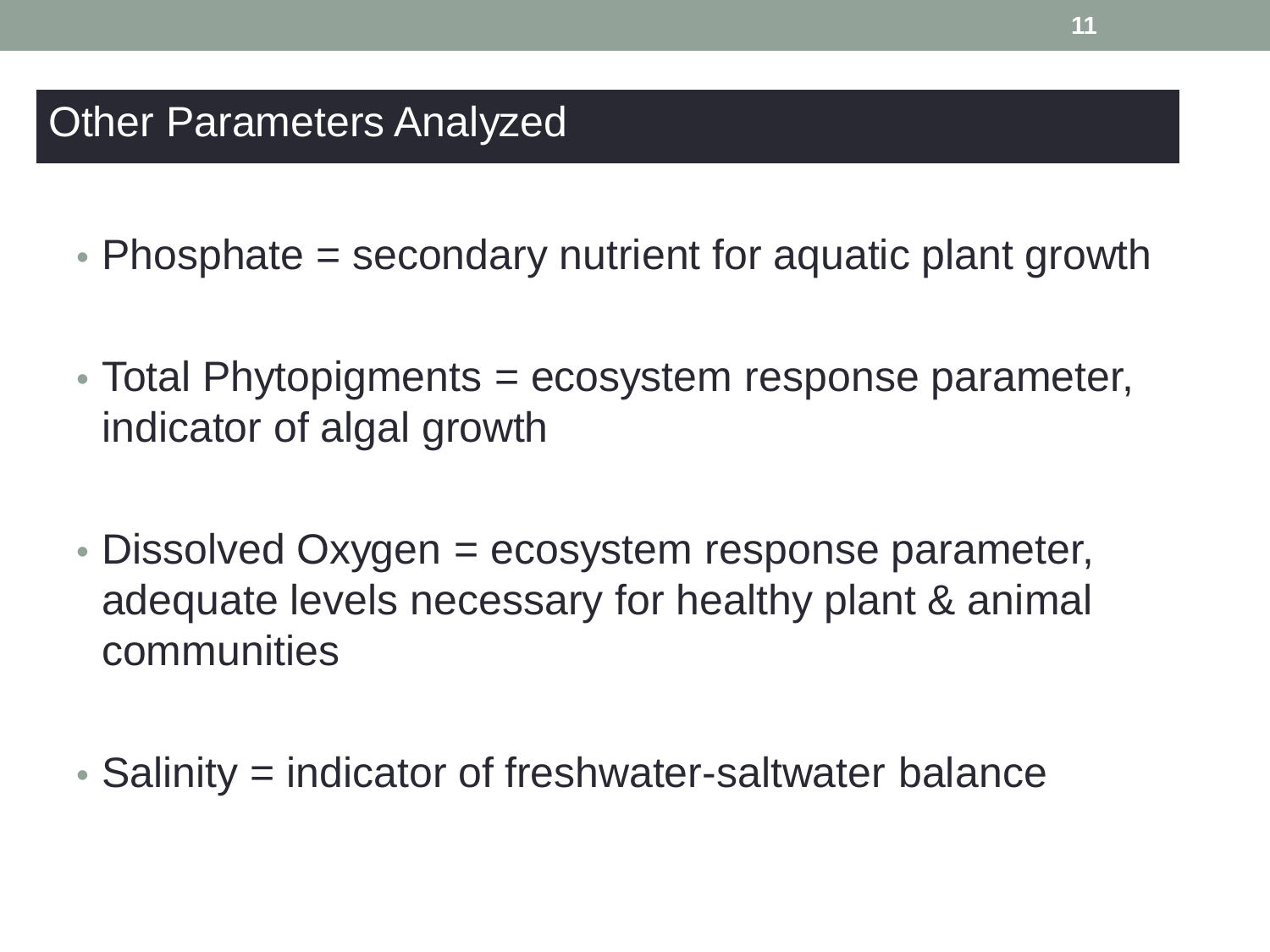# Other Parameters Analyzed

- Phosphate = secondary nutrient for aquatic plant growth
- Total Phytopigments = ecosystem response parameter, indicator of algal growth
- Dissolved Oxygen = ecosystem response parameter, adequate levels necessary for healthy plant & animal communities
- Salinity = indicator of freshwater-saltwater balance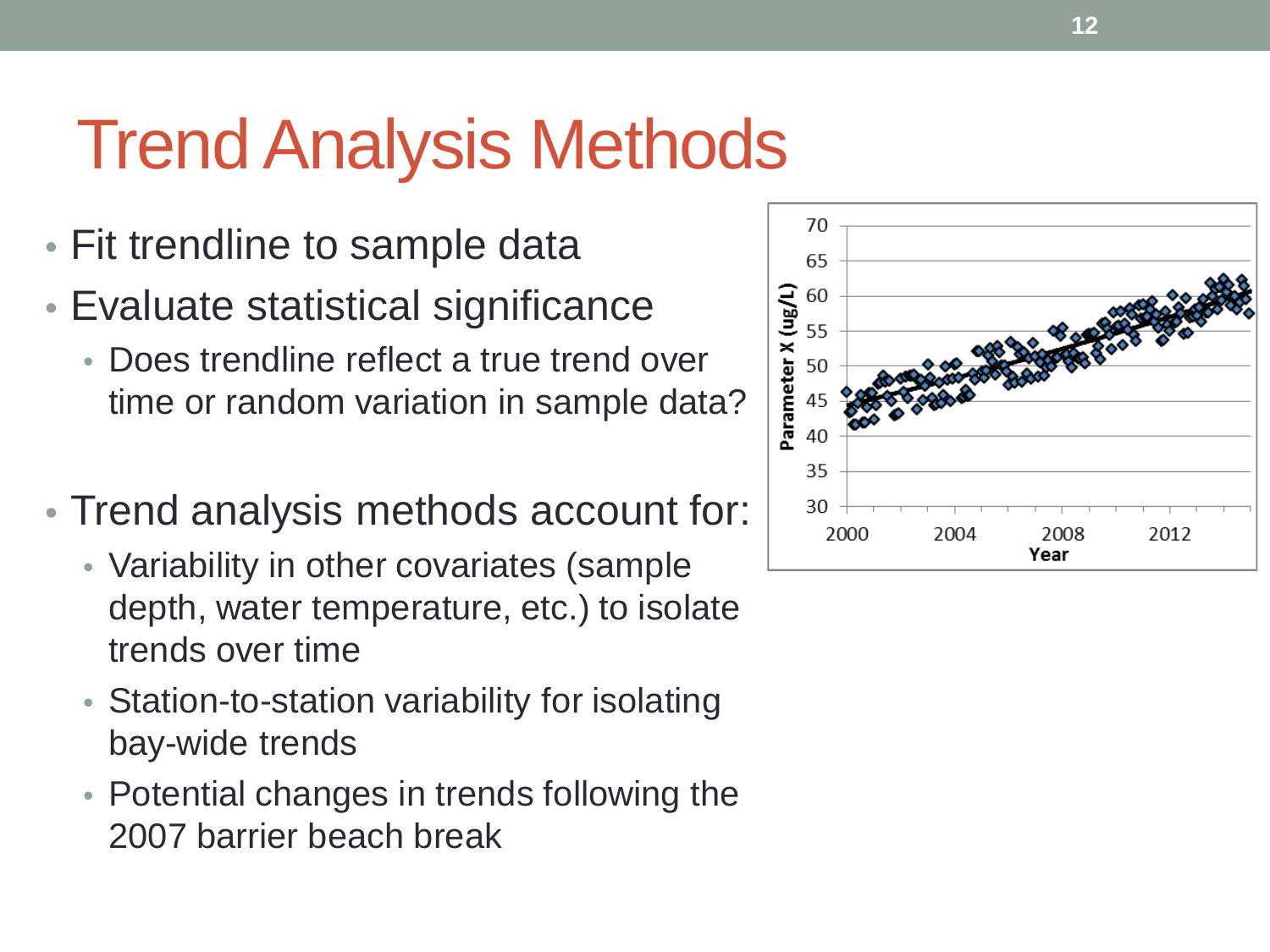# Trend Analysis Methods

- Fit trendline to sample data
- Evaluate statistical significance
  - Does trendline reflect a true trend over time or random variation in sample data?

- Trend analysis methods account for:
  - Variability in other covariates (sample depth, water temperature, etc.) to isolate trends over time
  - Station-to-station variability for isolating bay-wide trends
  - Potential changes in trends following the 2007 barrier beach break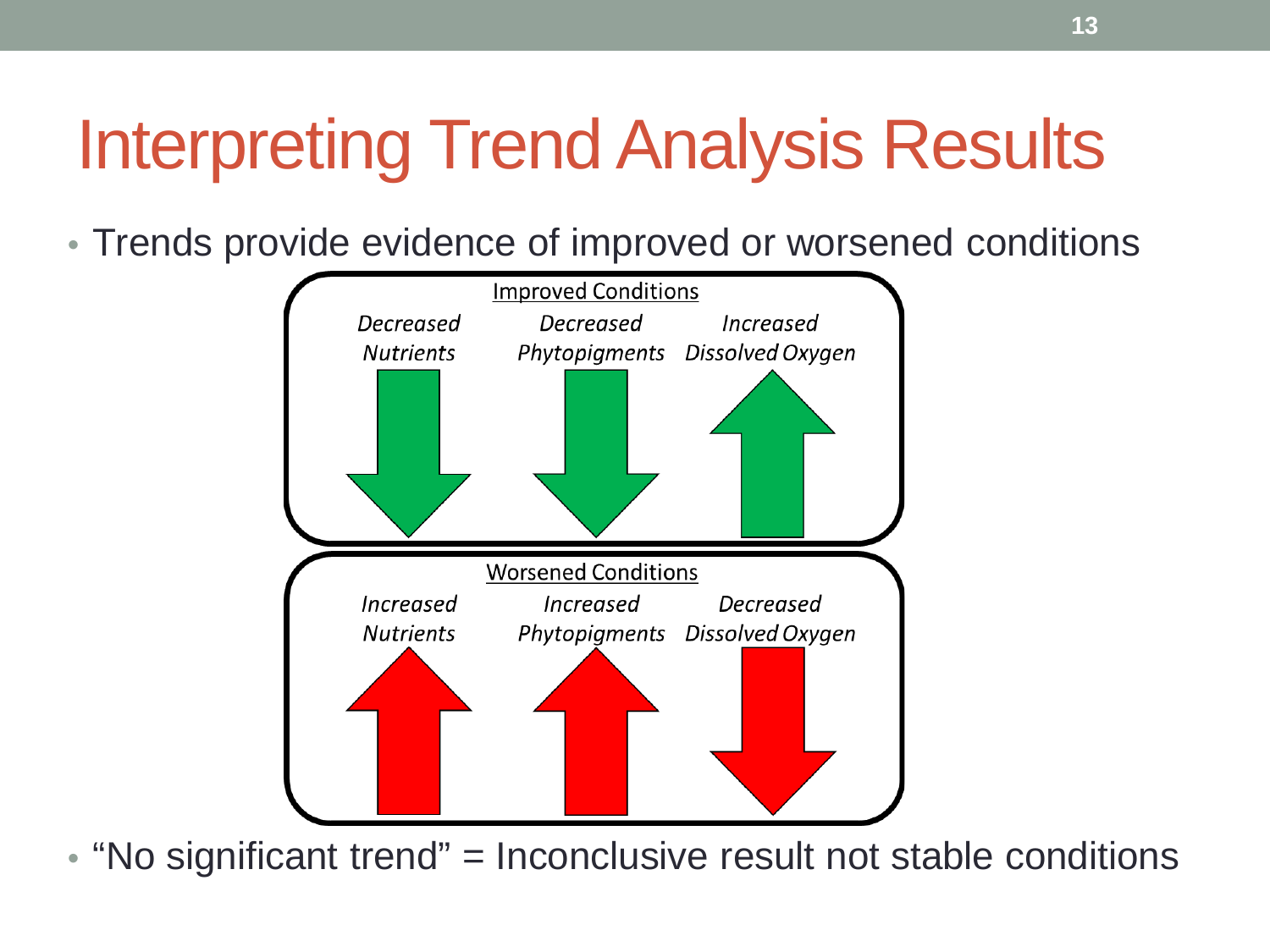# Interpreting Trend Analysis Results

- Trends provide evidence of improved or worsened conditions

Improved Conditions

*Decreased Nutrients* *Decreased Phytopigments* *Increased Dissolved Oxygen*

Worsened Conditions

*Increased Nutrients* *Increased Phytopigments* *Decreased Dissolved Oxygen*

- "No significant trend" = Inconclusive result not stable conditions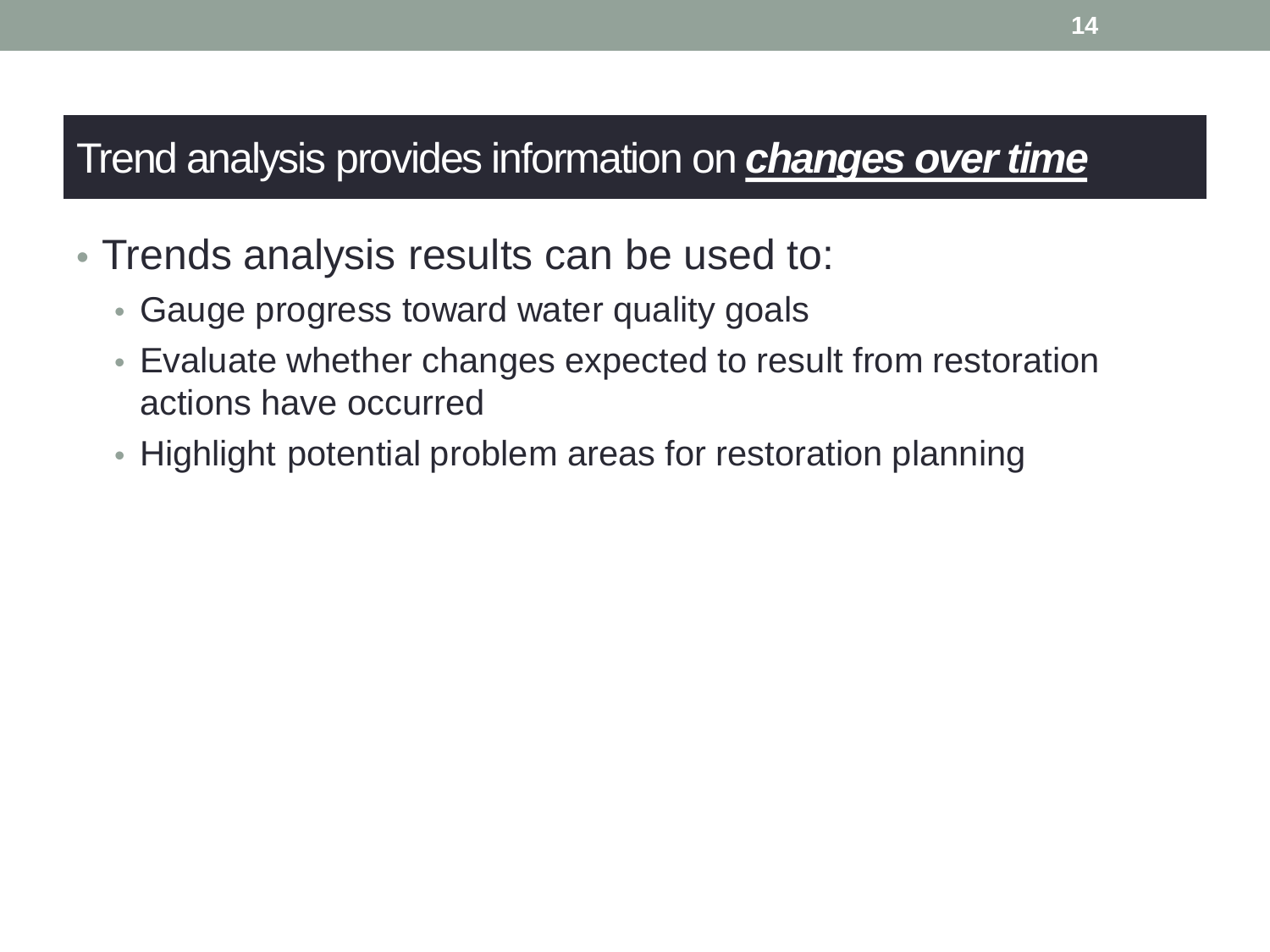# Trend analysis provides information on ***changes over time***

- Trends analysis results can be used to:
  - Gauge progress toward water quality goals
  - Evaluate whether changes expected to result from restoration actions have occurred
  - Highlight potential problem areas for restoration planning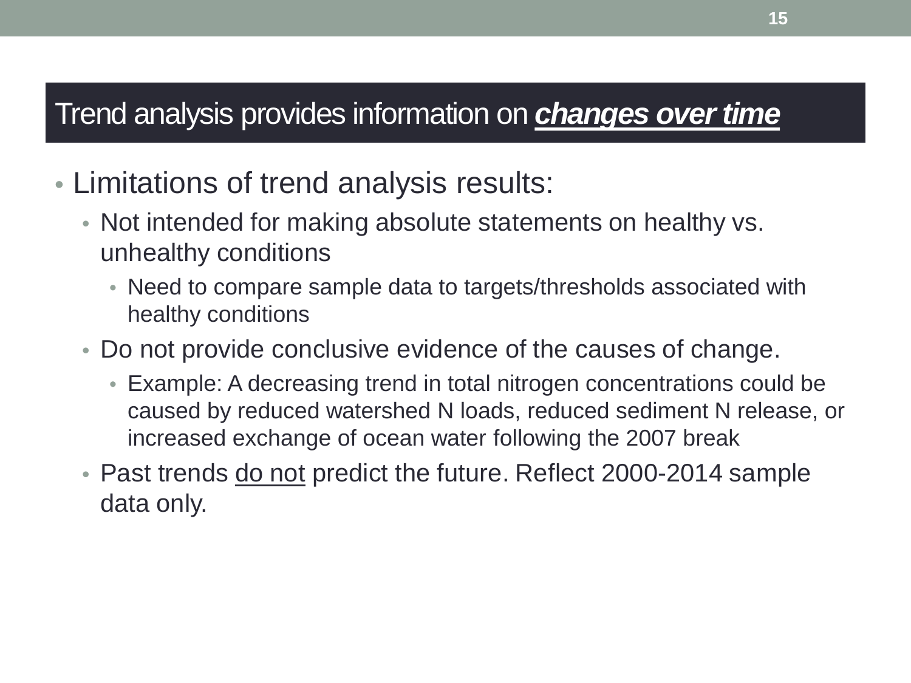# Trend analysis provides information on ***changes over time***

- Limitations of trend analysis results:
  - Not intended for making absolute statements on healthy vs. unhealthy conditions
    - Need to compare sample data to targets/thresholds associated with healthy conditions
  - Do not provide conclusive evidence of the causes of change.
    - Example: A decreasing trend in total nitrogen concentrations could be caused by reduced watershed N loads, reduced sediment N release, or increased exchange of ocean water following the 2007 break
  - Past trends <u>do not</u> predict the future. Reflect 2000-2014 sample data only.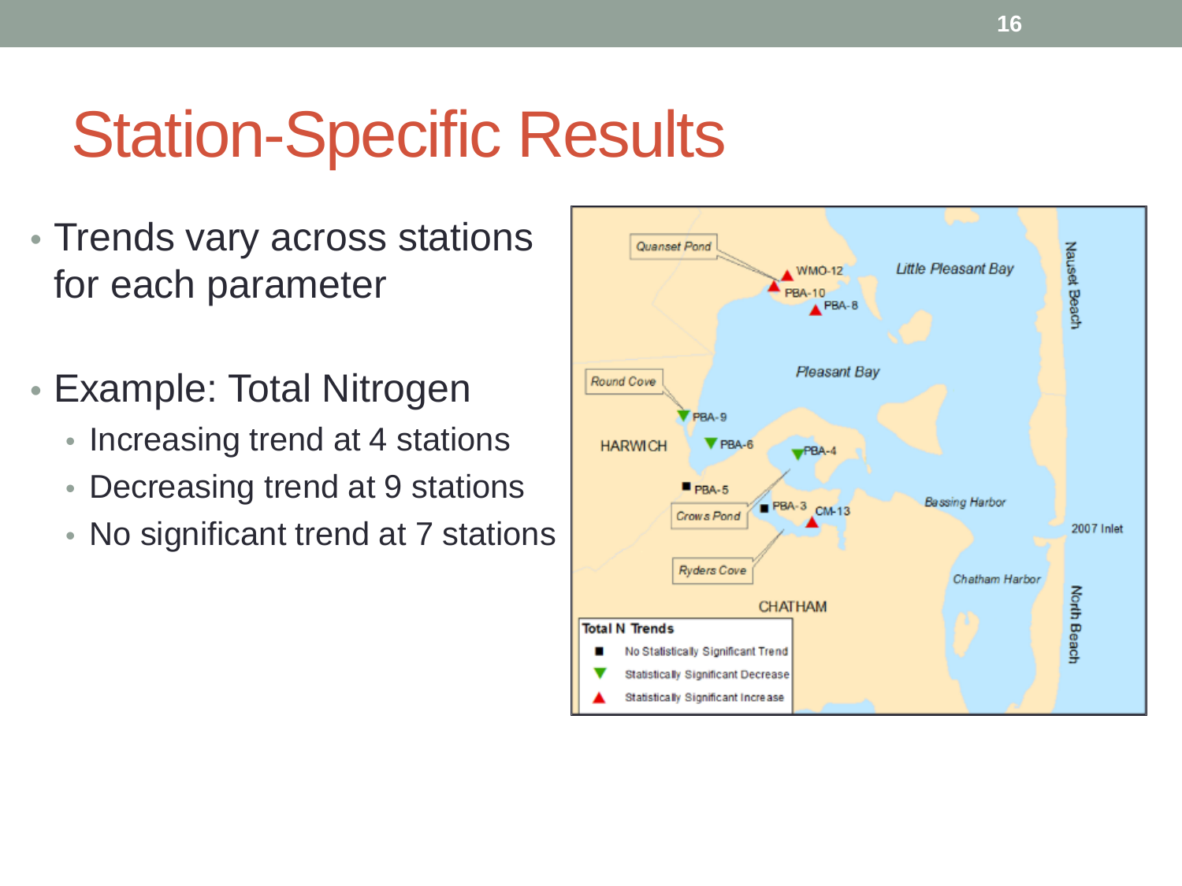# Station-Specific Results

- Trends vary across stations for each parameter
- Example: Total Nitrogen
  - Increasing trend at 4 stations
  - Decreasing trend at 9 stations
  - No significant trend at 7 stations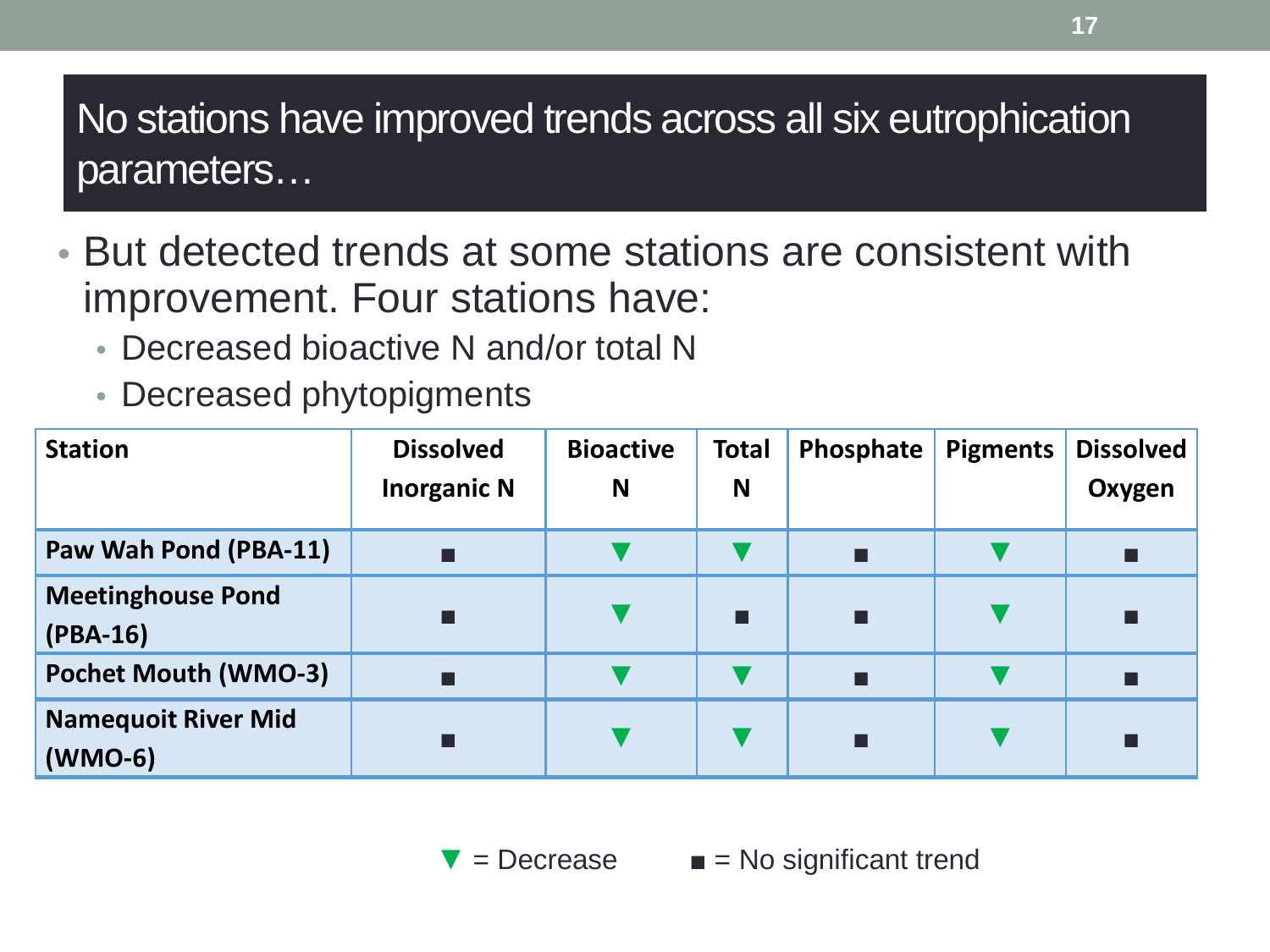## No stations have improved trends across all six eutrophication parameters…

- But detected trends at some stations are consistent with improvement. Four stations have:
  - Decreased bioactive N and/or total N
  - Decreased phytopigments

| Station | Dissolved Inorganic N | Bioactive N | Total N | Phosphate | Pigments | Dissolved Oxygen |
|---|---|---|---|---|---|---|
| Paw Wah Pond (PBA-11) | ■ | ▼ | ▼ | ■ | ▼ | ■ |
| Meetinghouse Pond (PBA-16) | ■ | ▼ | ■ | ■ | ▼ | ■ |
| Pochet Mouth (WMO-3) | ■ | ▼ | ▼ | ■ | ▼ | ■ |
| Namequoit River Mid (WMO-6) | ■ | ▼ | ▼ | ■ | ▼ | ■ |

▼ = Decrease ■ = No significant trend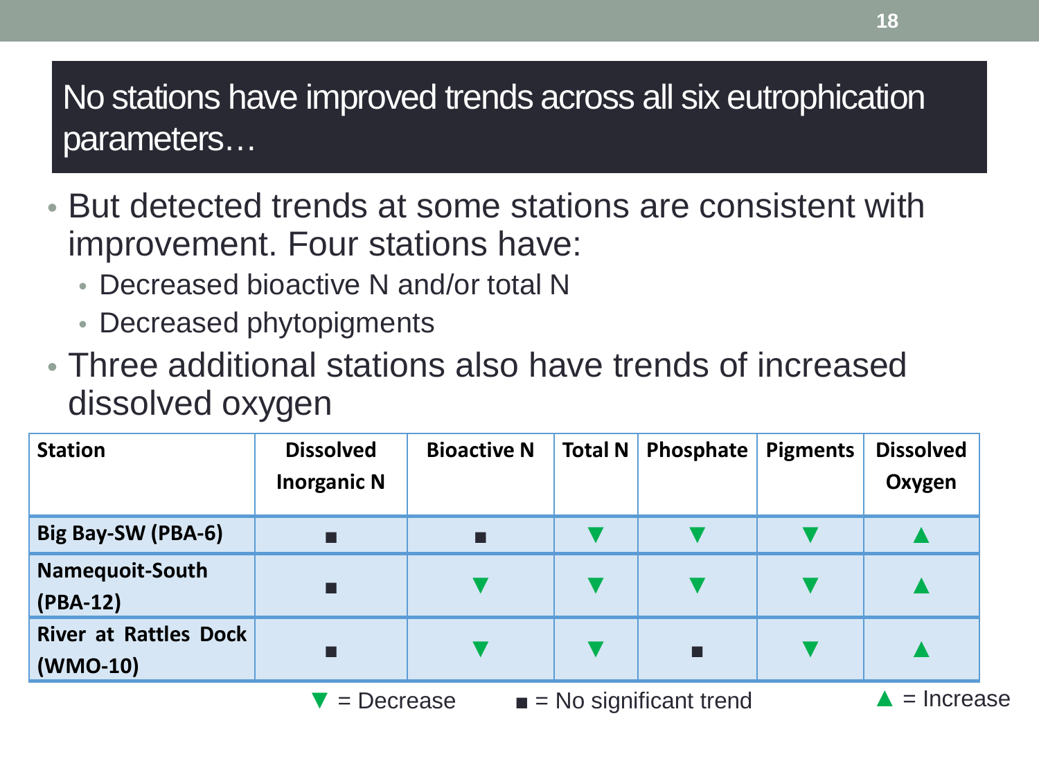## No stations have improved trends across all six eutrophication parameters…

- But detected trends at some stations are consistent with improvement. Four stations have:
  - Decreased bioactive N and/or total N
  - Decreased phytopigments
- Three additional stations also have trends of increased dissolved oxygen

| Station | Dissolved Inorganic N | Bioactive N | Total N | Phosphate | Pigments | Dissolved Oxygen |
|---|---|---|---|---|---|---|
| Big Bay-SW (PBA-6) | ■ | ■ | ▼ | ▼ | ▼ | ▲ |
| Namequoit-South (PBA-12) | ■ | ▼ | ▼ | ▼ | ▼ | ▲ |
| River at Rattles Dock (WMO-10) | ■ | ▼ | ▼ | ■ | ▼ | ▲ |

▼ = Decrease ■ = No significant trend ▲ = Increase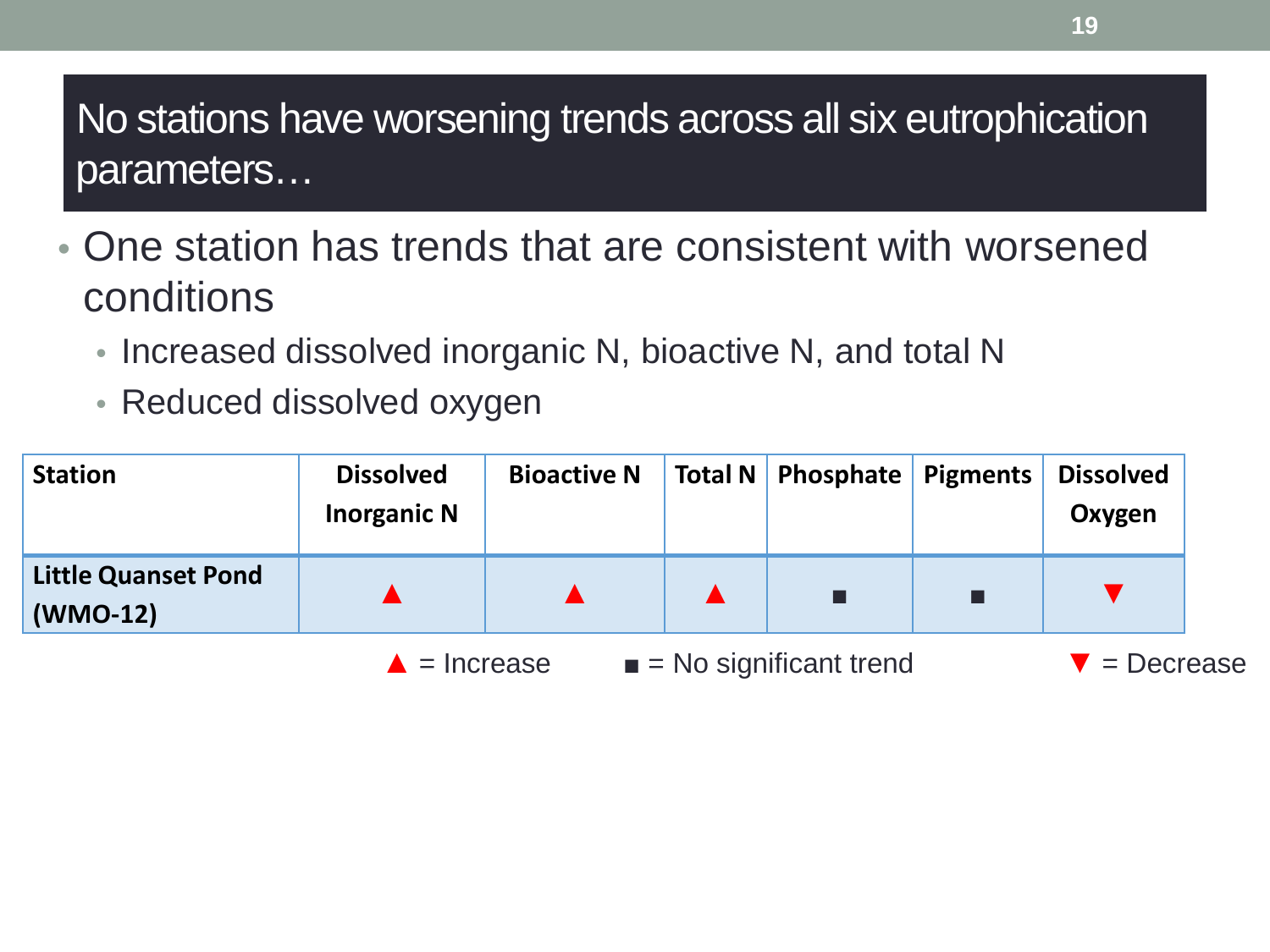# No stations have worsening trends across all six eutrophication parameters…

- One station has trends that are consistent with worsened conditions
  - Increased dissolved inorganic N, bioactive N, and total N
  - Reduced dissolved oxygen

| Station | Dissolved Inorganic N | Bioactive N | Total N | Phosphate | Pigments | Dissolved Oxygen |
|---|---|---|---|---|---|---|
| **Little Quanset Pond (WMO-12)** | ▲ | ▲ | ▲ | ■ | ■ | ▼ |

▲ = Increase ■ = No significant trend ▼ = Decrease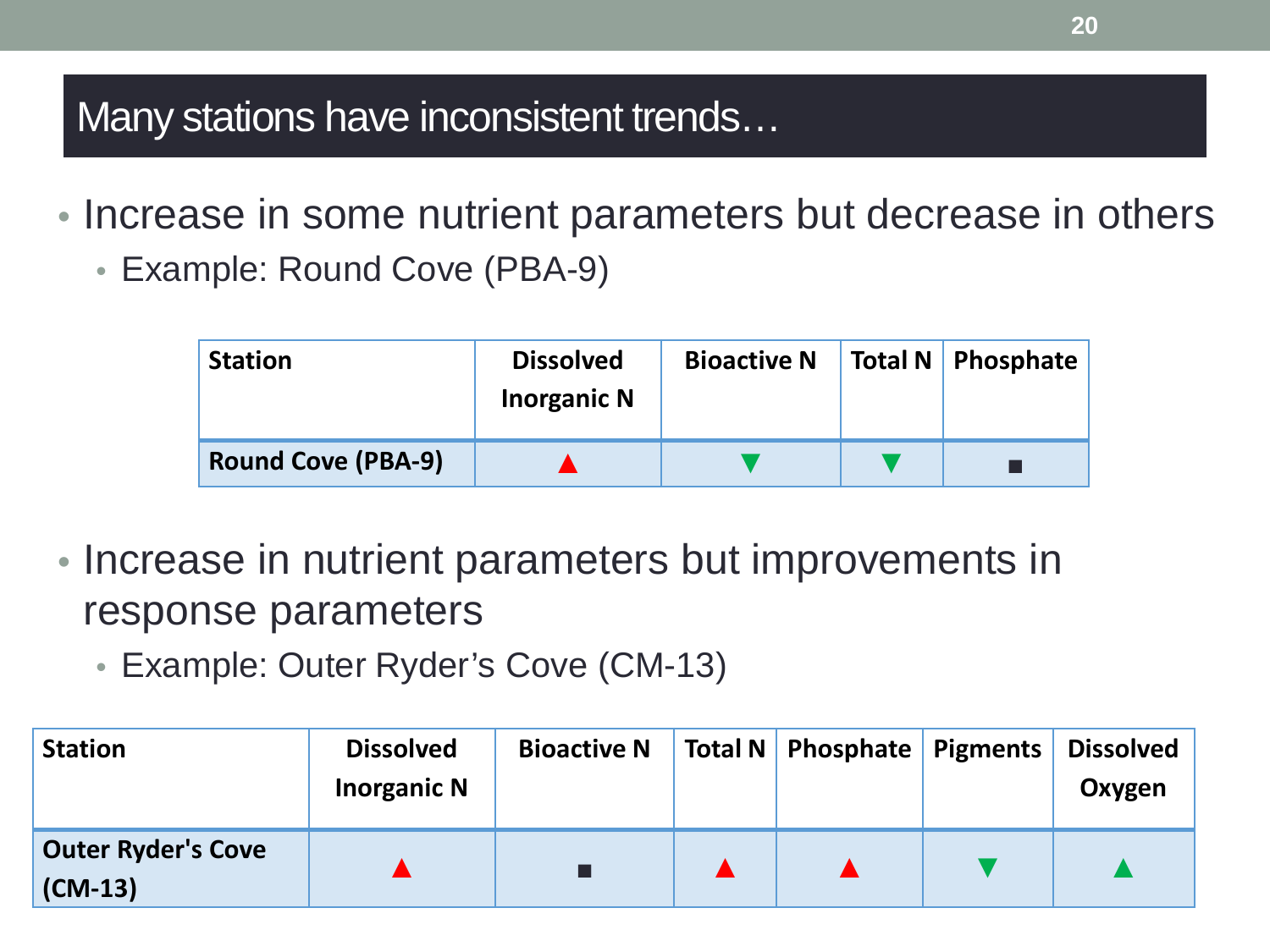# Many stations have inconsistent trends…

- Increase in some nutrient parameters but decrease in others
  - Example: Round Cove (PBA-9)

| Station | Dissolved Inorganic N | Bioactive N | Total N | Phosphate |
| --- | --- | --- | --- | --- |
| **Round Cove (PBA-9)** | ▲ | ▼ | ▼ | ■ |

- Increase in nutrient parameters but improvements in response parameters
  - Example: Outer Ryder's Cove (CM-13)

| Station | Dissolved Inorganic N | Bioactive N | Total N | Phosphate | Pigments | Dissolved Oxygen |
| --- | --- | --- | --- | --- | --- | --- |
| **Outer Ryder's Cove (CM-13)** | ▲ | ■ | ▲ | ▲ | ▼ | ▲ |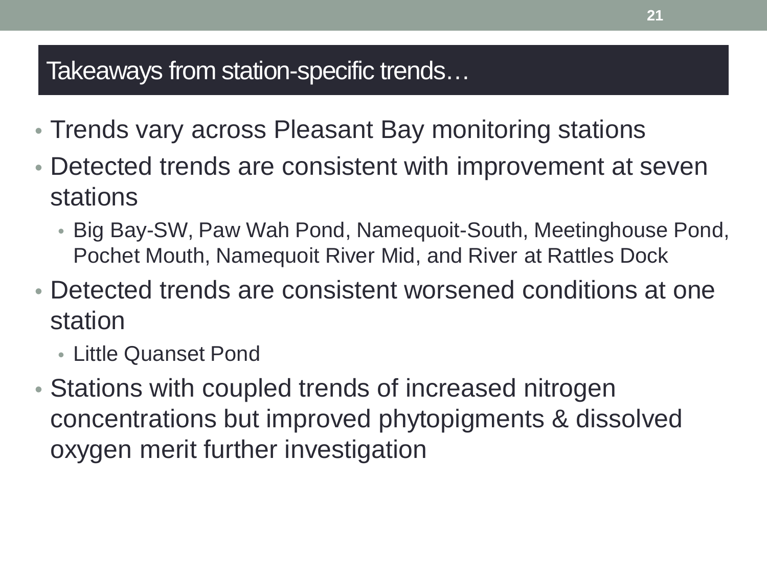# Takeaways from station-specific trends…

- Trends vary across Pleasant Bay monitoring stations
- Detected trends are consistent with improvement at seven stations
  - Big Bay-SW, Paw Wah Pond, Namequoit-South, Meetinghouse Pond, Pochet Mouth, Namequoit River Mid, and River at Rattles Dock
- Detected trends are consistent worsened conditions at one station
  - Little Quanset Pond
- Stations with coupled trends of increased nitrogen concentrations but improved phytopigments & dissolved oxygen merit further investigation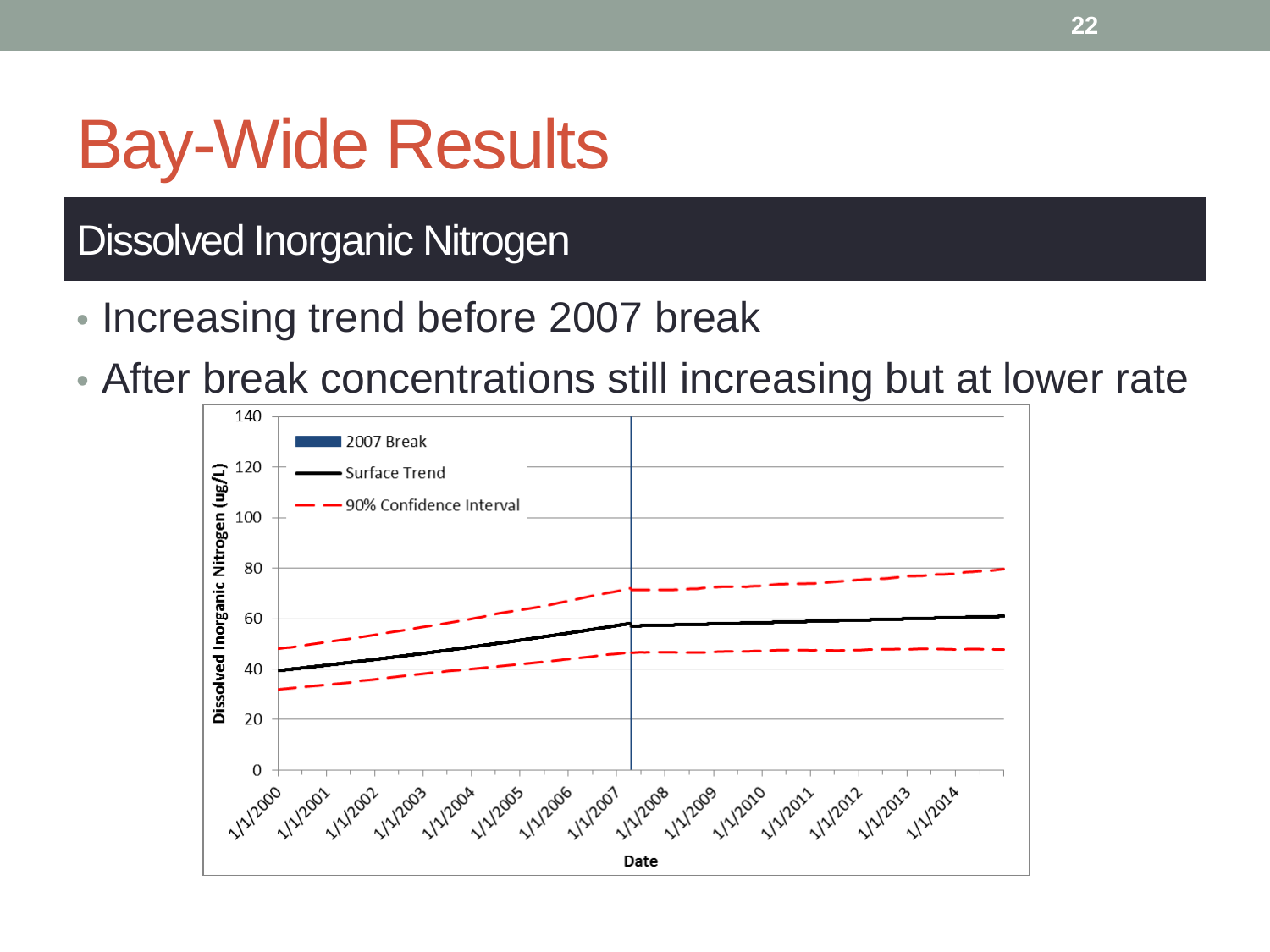# Bay-Wide Results

## Dissolved Inorganic Nitrogen

- Increasing trend before 2007 break
- After break concentrations still increasing but at lower rate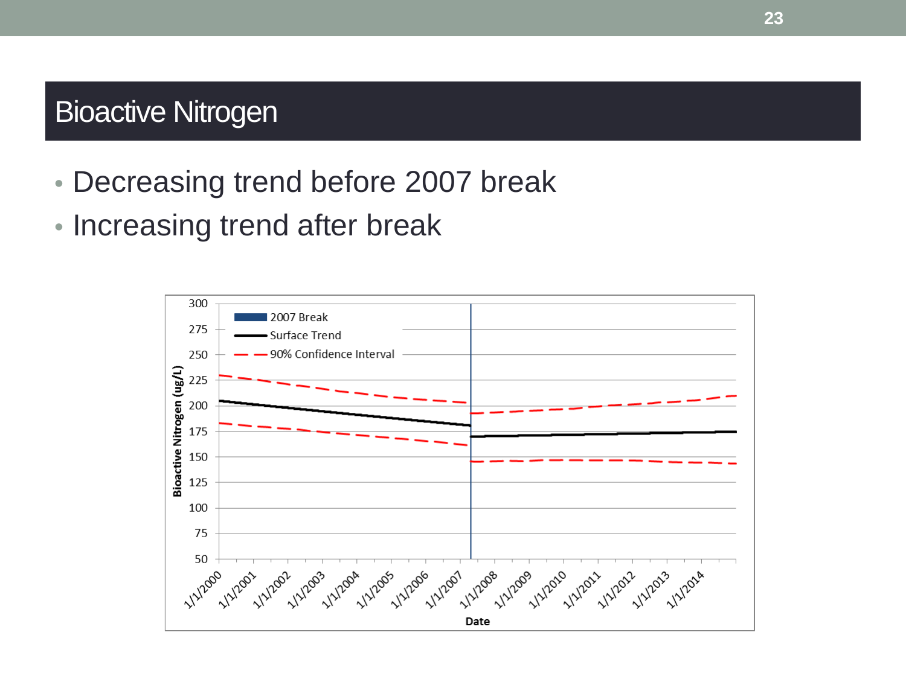# Bioactive Nitrogen

- Decreasing trend before 2007 break
- Increasing trend after break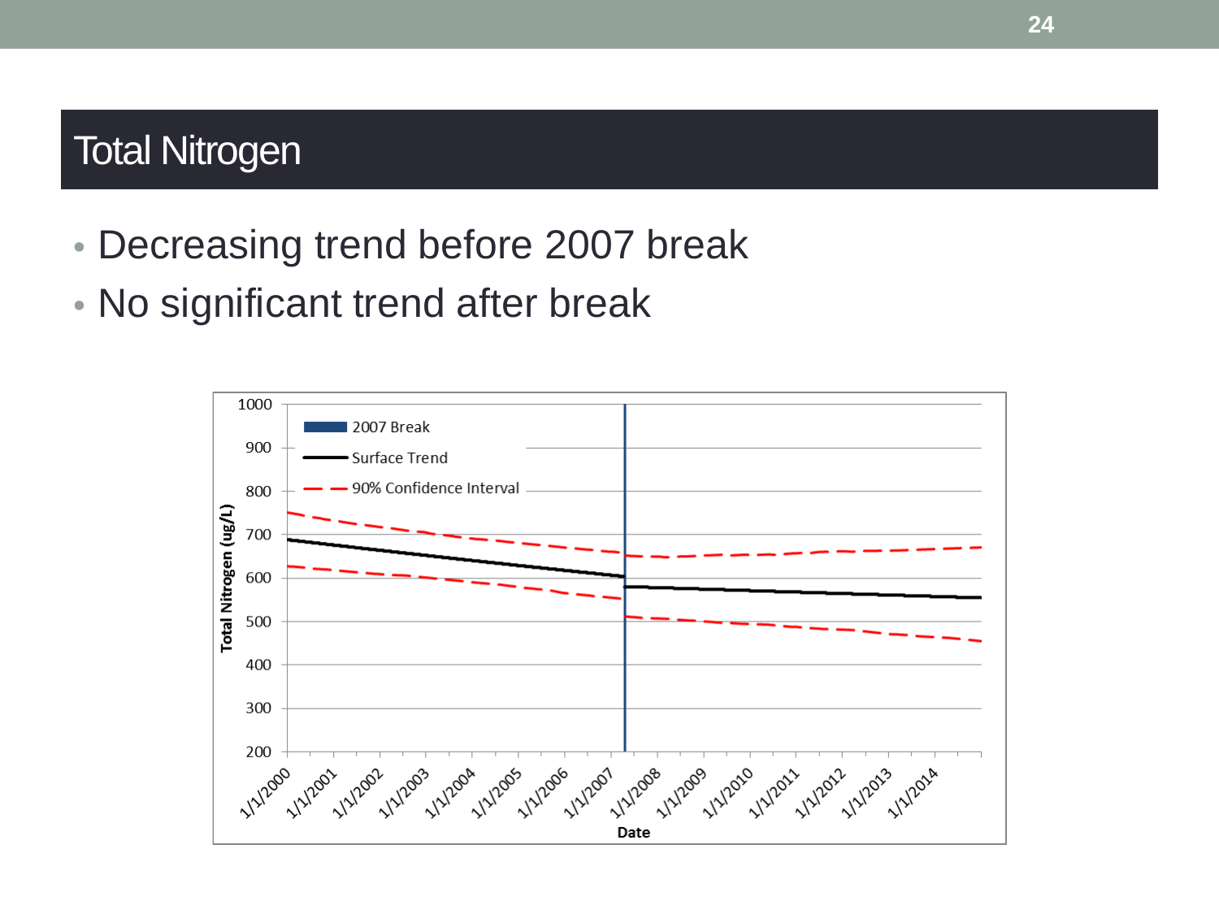# Total Nitrogen

- Decreasing trend before 2007 break
- No significant trend after break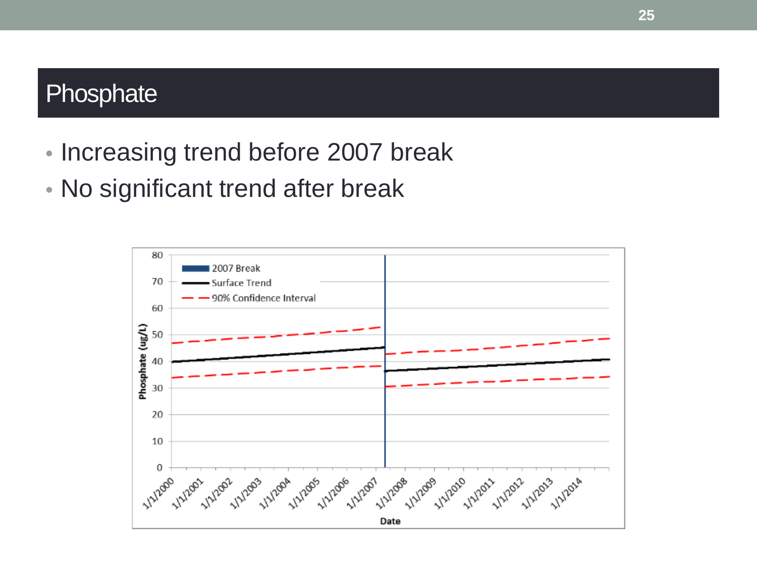# Phosphate

- Increasing trend before 2007 break
- No significant trend after break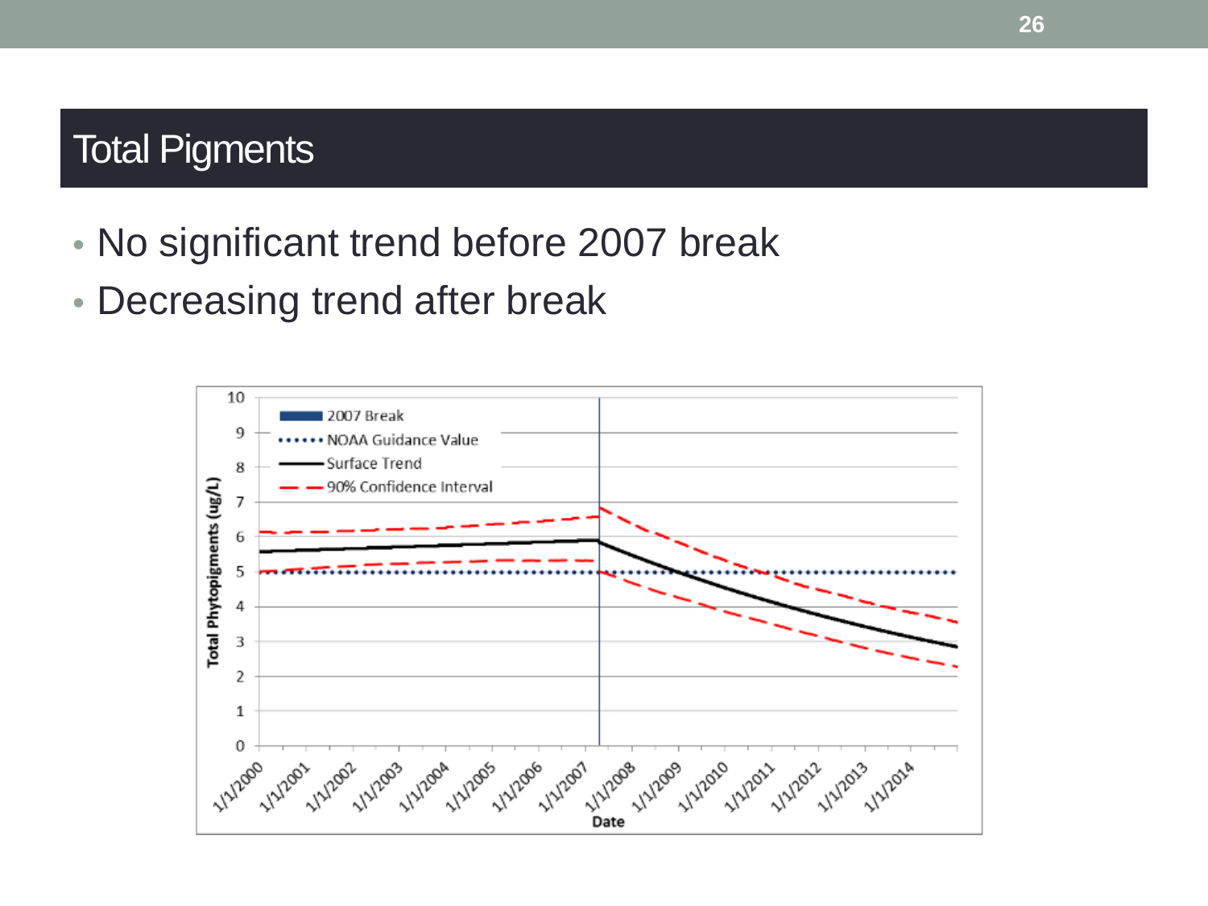# Total Pigments

- No significant trend before 2007 break
- Decreasing trend after break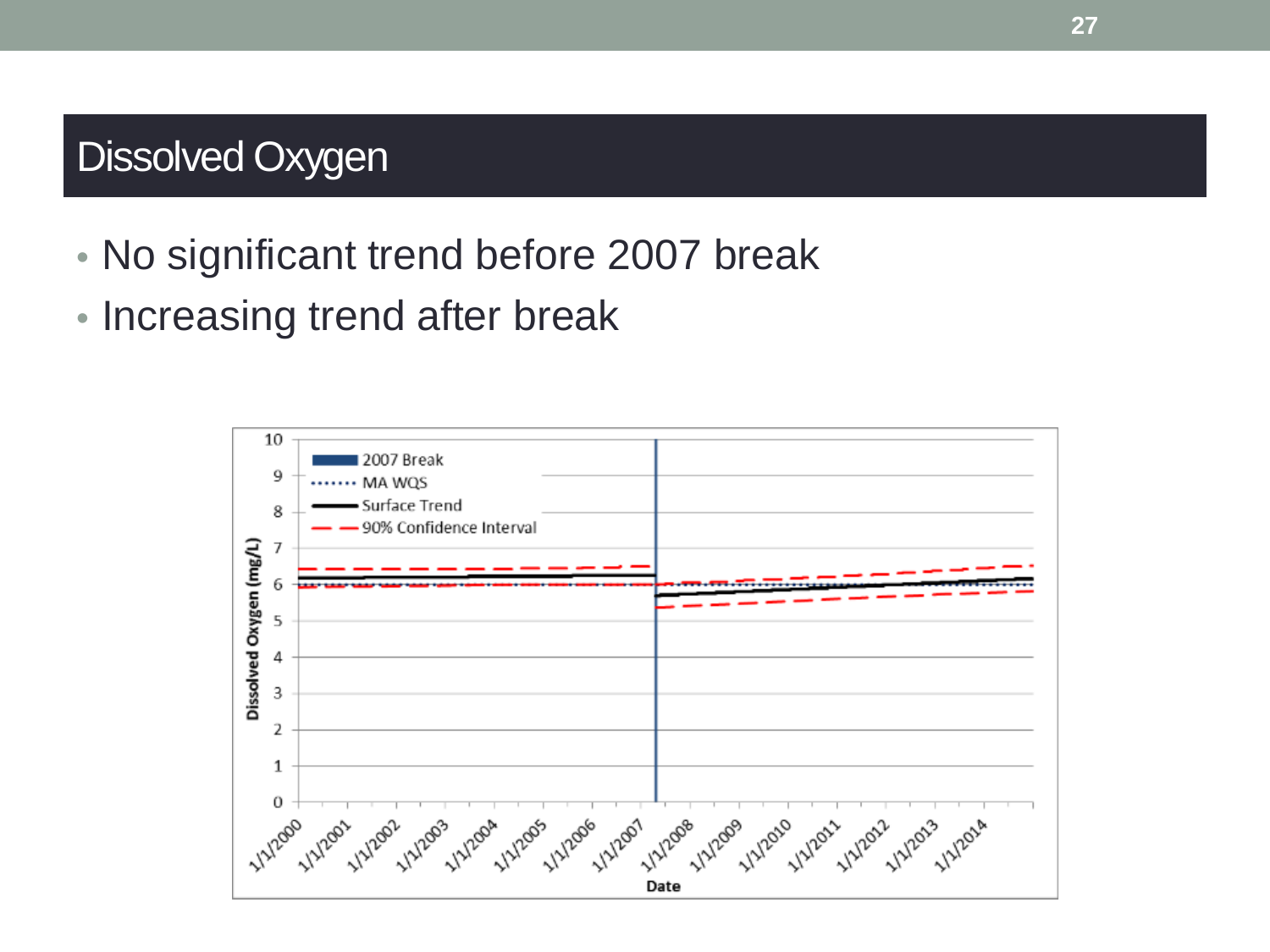# Dissolved Oxygen

- No significant trend before 2007 break
- Increasing trend after break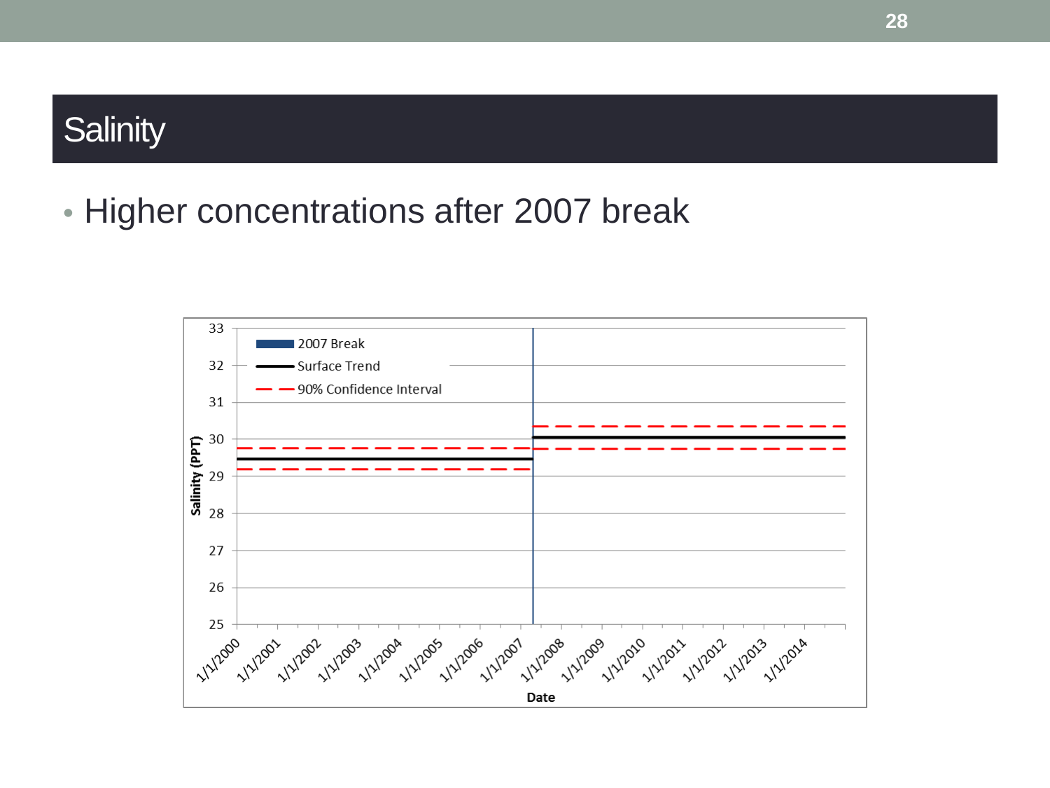# Salinity

- Higher concentrations after 2007 break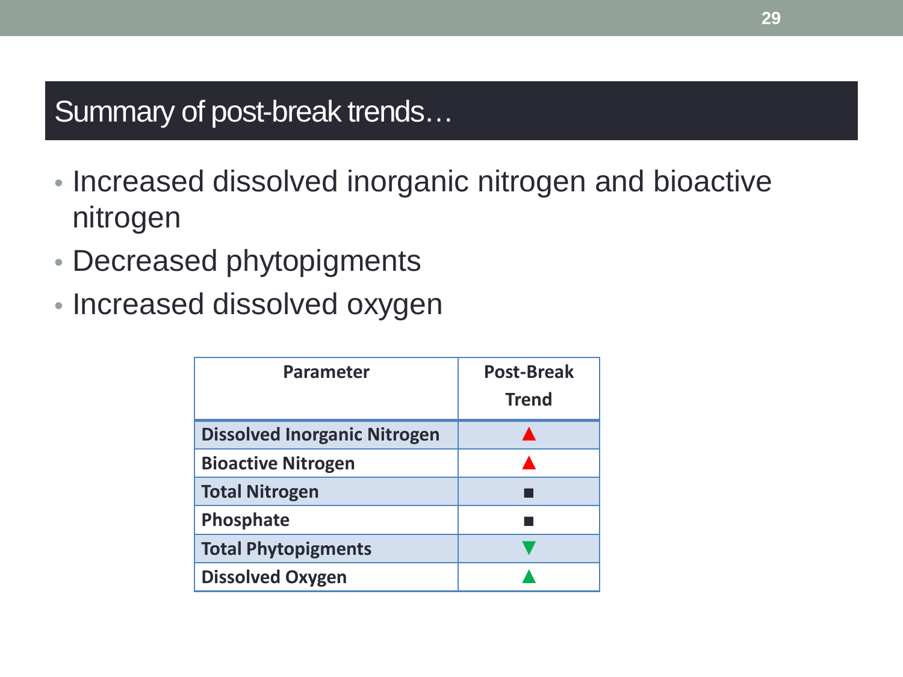## Summary of post-break trends…

- Increased dissolved inorganic nitrogen and bioactive nitrogen
- Decreased phytopigments
- Increased dissolved oxygen

| Parameter | Post-Break Trend |
|---|---|
| **Dissolved Inorganic Nitrogen** | ▲ |
| **Bioactive Nitrogen** | ▲ |
| **Total Nitrogen** | ■ |
| **Phosphate** | ■ |
| **Total Phytopigments** | ▼ |
| **Dissolved Oxygen** | ▲ |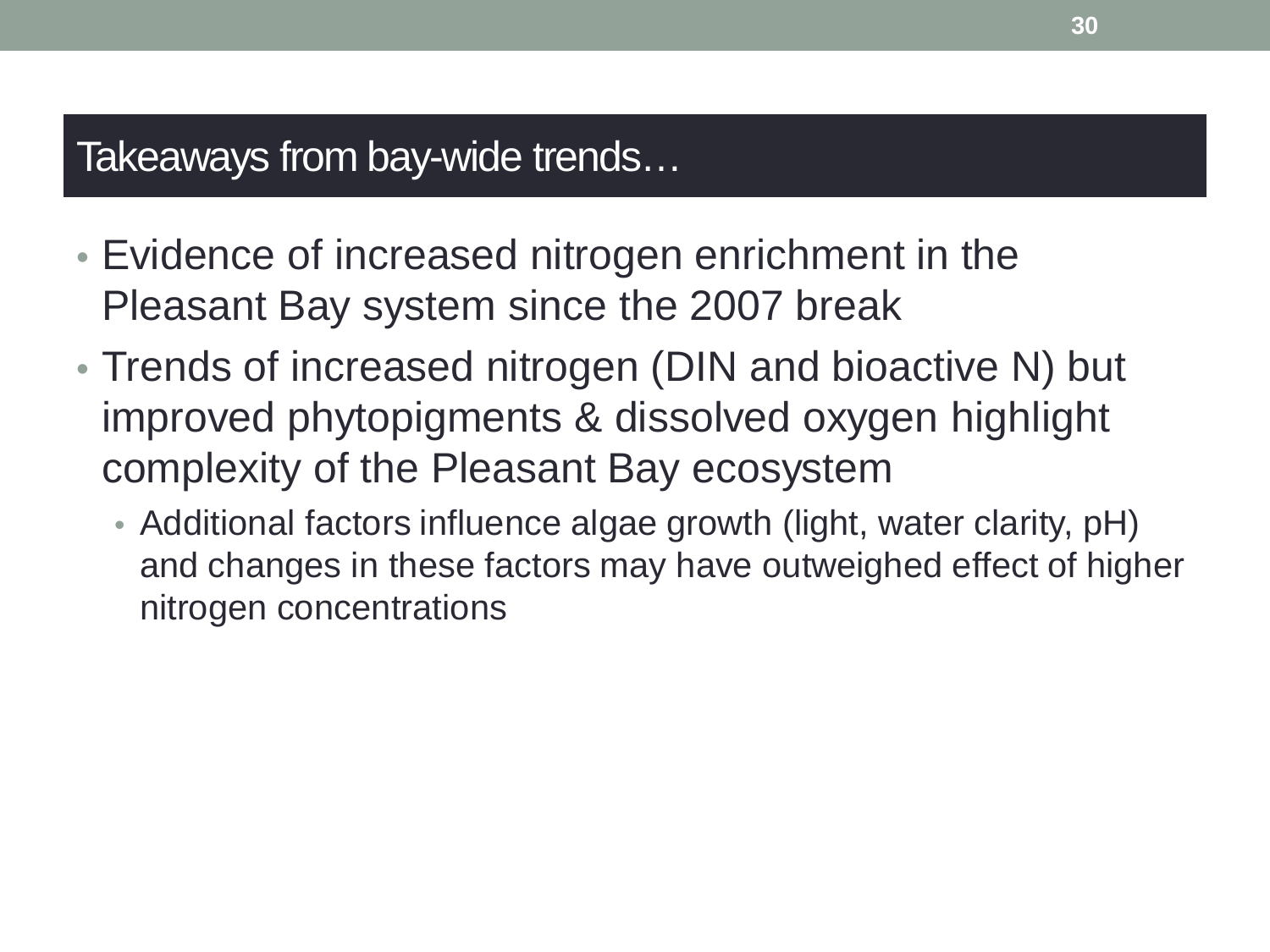## Takeaways from bay-wide trends…

- Evidence of increased nitrogen enrichment in the Pleasant Bay system since the 2007 break
- Trends of increased nitrogen (DIN and bioactive N) but improved phytopigments & dissolved oxygen highlight complexity of the Pleasant Bay ecosystem
  - Additional factors influence algae growth (light, water clarity, pH) and changes in these factors may have outweighed effect of higher nitrogen concentrations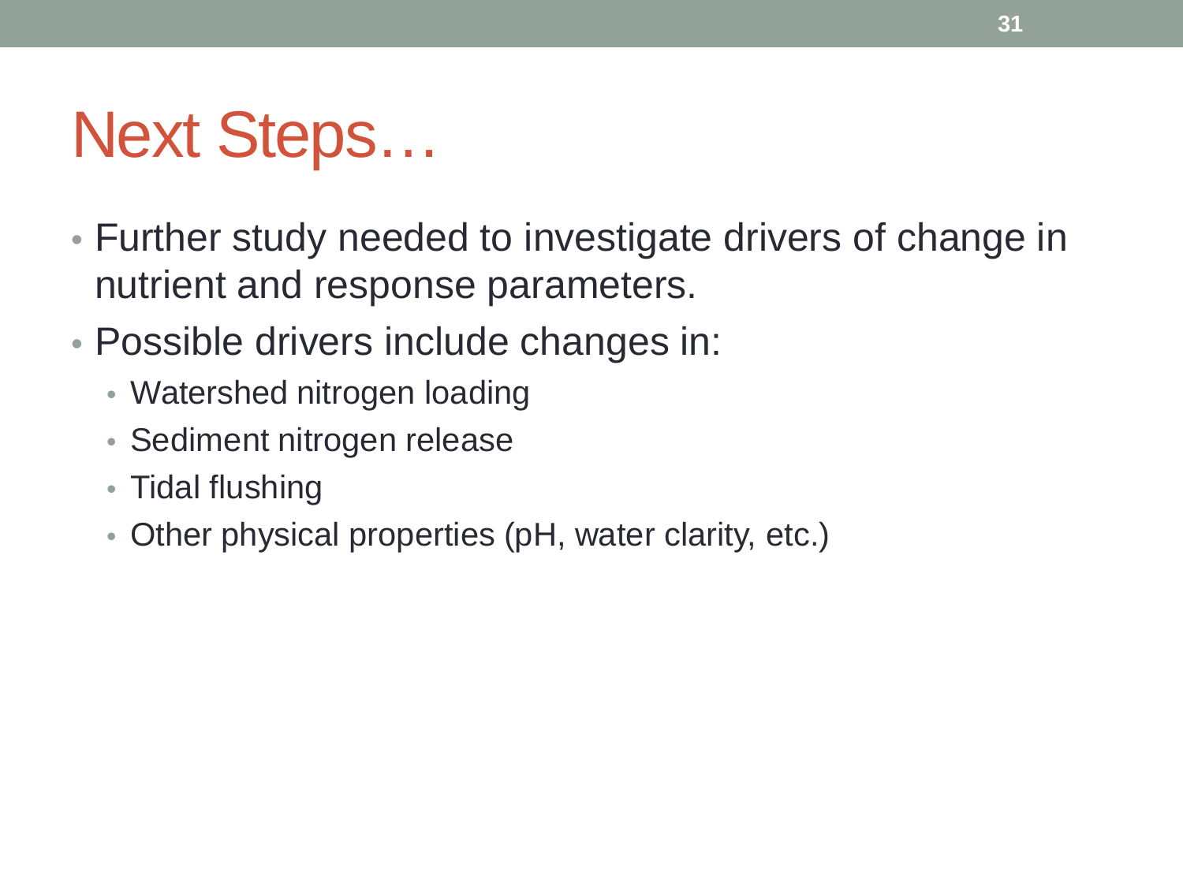# Next Steps…

- Further study needed to investigate drivers of change in nutrient and response parameters.
- Possible drivers include changes in:
  - Watershed nitrogen loading
  - Sediment nitrogen release
  - Tidal flushing
  - Other physical properties (pH, water clarity, etc.)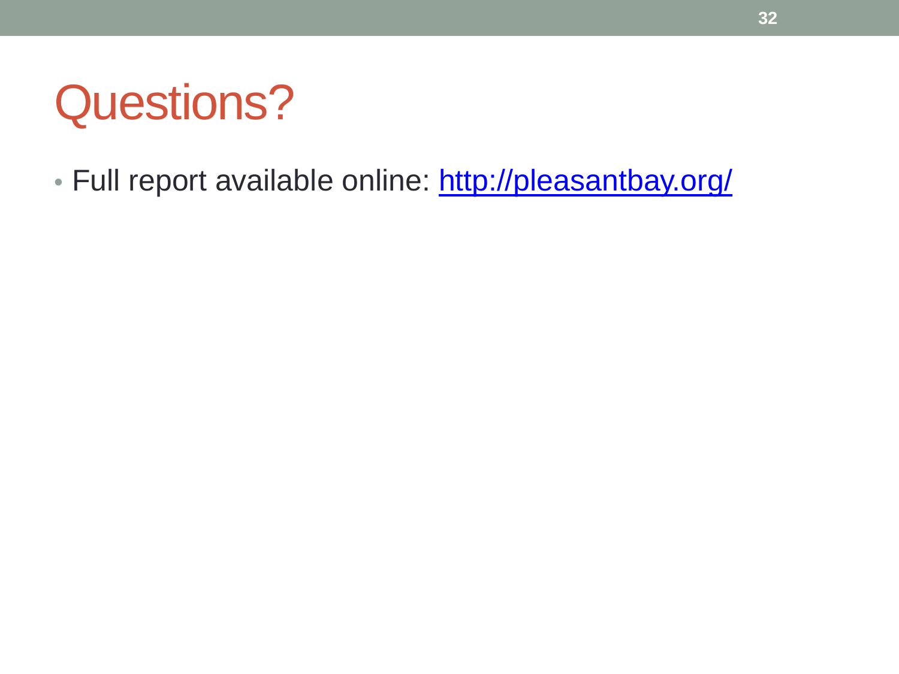# Questions?

- Full report available online: [http://pleasantbay.org/](http://pleasantbay.org/)